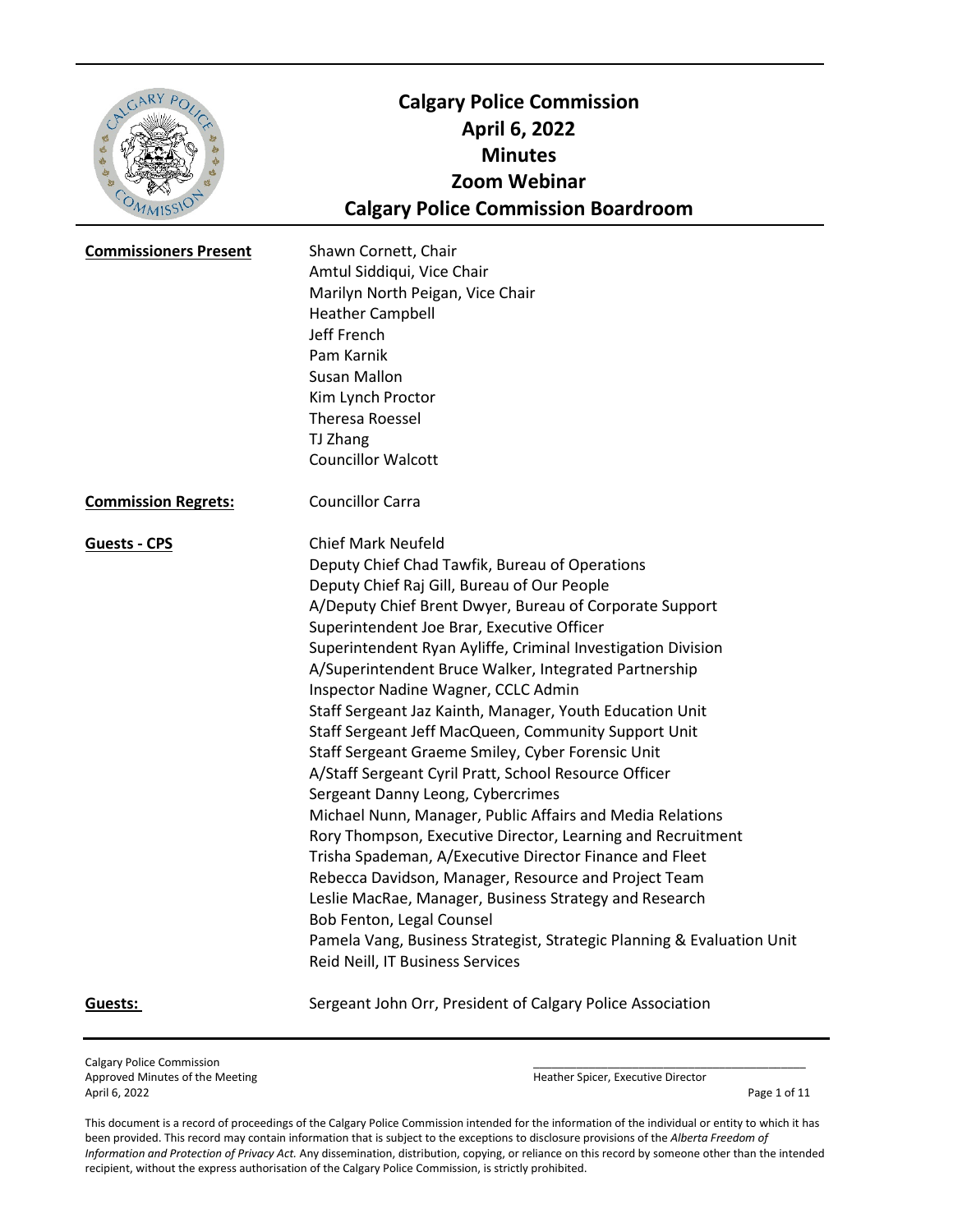# Calgary Police Commission
## April 6, 2022
## Minutes
## Zoom Webinar
## Calgary Police Commission Boardroom

| | |
|---|---|
| **Commissioners Present** | Shawn Cornett, Chair<br>Amtul Siddiqui, Vice Chair<br>Marilyn North Peigan, Vice Chair<br>Heather Campbell<br>Jeff French<br>Pam Karnik<br>Susan Mallon<br>Kim Lynch Proctor<br>Theresa Roessel<br>TJ Zhang<br>Councillor Walcott |
| **Commission Regrets:** | Councillor Carra |
| **Guests - CPS** | Chief Mark Neufeld<br>Deputy Chief Chad Tawfik, Bureau of Operations<br>Deputy Chief Raj Gill, Bureau of Our People<br>A/Deputy Chief Brent Dwyer, Bureau of Corporate Support<br>Superintendent Joe Brar, Executive Officer<br>Superintendent Ryan Ayliffe, Criminal Investigation Division<br>A/Superintendent Bruce Walker, Integrated Partnership<br>Inspector Nadine Wagner, CCLC Admin<br>Staff Sergeant Jaz Kainth, Manager, Youth Education Unit<br>Staff Sergeant Jeff MacQueen, Community Support Unit<br>Staff Sergeant Graeme Smiley, Cyber Forensic Unit<br>A/Staff Sergeant Cyril Pratt, School Resource Officer<br>Sergeant Danny Leong, Cybercrimes<br>Michael Nunn, Manager, Public Affairs and Media Relations<br>Rory Thompson, Executive Director, Learning and Recruitment<br>Trisha Spademan, A/Executive Director Finance and Fleet<br>Rebecca Davidson, Manager, Resource and Project Team<br>Leslie MacRae, Manager, Business Strategy and Research<br>Bob Fenton, Legal Counsel<br>Pamela Vang, Business Strategist, Strategic Planning & Evaluation Unit<br>Reid Neill, IT Business Services |
| **Guests:** | Sergeant John Orr, President of Calgary Police Association |

Calgary Police Commission
Approved Minutes of the Meeting
April 6, 2022

\_\_\_\_\_\_\_\_\_\_\_\_\_\_\_\_\_\_\_\_\_\_\_\_\_\_\_\_\_\_\_\_\_\_\_\_\_\_\_\_
Heather Spicer, Executive Director

This document is a record of proceedings of the Calgary Police Commission intended for the information of the individual or entity to which it has been provided. This record may contain information that is subject to the exceptions to disclosure provisions of the *Alberta Freedom of Information and Protection of Privacy Act.* Any dissemination, distribution, copying, or reliance on this record by someone other than the intended recipient, without the express authorisation of the Calgary Police Commission, is strictly prohibited.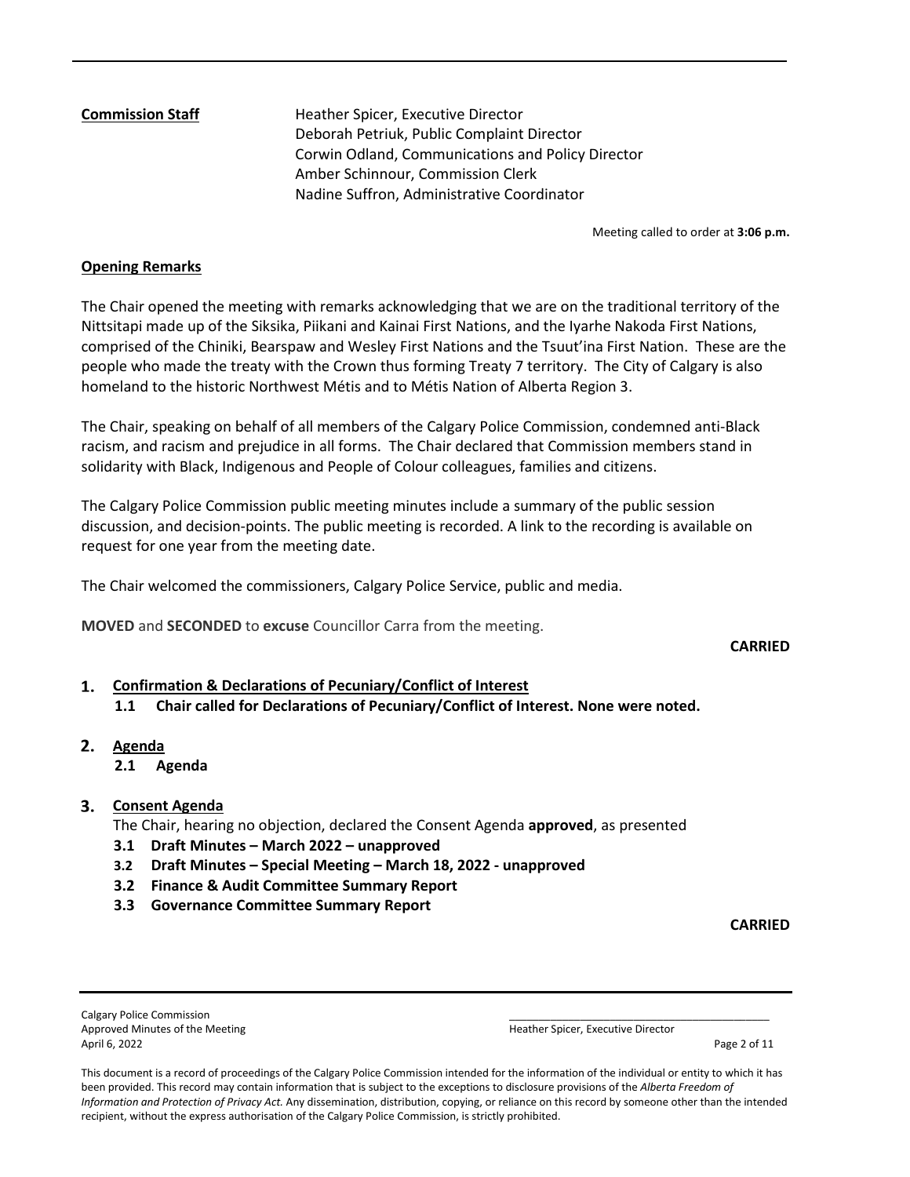**Commission Staff**

Heather Spicer, Executive Director
Deborah Petriuk, Public Complaint Director
Corwin Odland, Communications and Policy Director
Amber Schinnour, Commission Clerk
Nadine Suffron, Administrative Coordinator

Meeting called to order at **3:06 p.m.**

**Opening Remarks**

The Chair opened the meeting with remarks acknowledging that we are on the traditional territory of the Nittsitapi made up of the Siksika, Piikani and Kainai First Nations, and the Iyarhe Nakoda First Nations, comprised of the Chiniki, Bearspaw and Wesley First Nations and the Tsuut'ina First Nation. These are the people who made the treaty with the Crown thus forming Treaty 7 territory. The City of Calgary is also homeland to the historic Northwest Métis and to Métis Nation of Alberta Region 3.

The Chair, speaking on behalf of all members of the Calgary Police Commission, condemned anti-Black racism, and racism and prejudice in all forms. The Chair declared that Commission members stand in solidarity with Black, Indigenous and People of Colour colleagues, families and citizens.

The Calgary Police Commission public meeting minutes include a summary of the public session discussion, and decision-points. The public meeting is recorded. A link to the recording is available on request for one year from the meeting date.

The Chair welcomed the commissioners, Calgary Police Service, public and media.

**MOVED** and **SECONDED** to **excuse** Councillor Carra from the meeting.

**CARRIED**

1. **Confirmation & Declarations of Pecuniary/Conflict of Interest**
   - **1.1 Chair called for Declarations of Pecuniary/Conflict of Interest. None were noted.**

2. **Agenda**
   - **2.1 Agenda**

3. **Consent Agenda**

   The Chair, hearing no objection, declared the Consent Agenda **approved**, as presented
   - **3.1 Draft Minutes – March 2022 – unapproved**
   - **3.2 Draft Minutes – Special Meeting – March 18, 2022 - unapproved**
   - **3.2 Finance & Audit Committee Summary Report**
   - **3.3 Governance Committee Summary Report**

**CARRIED**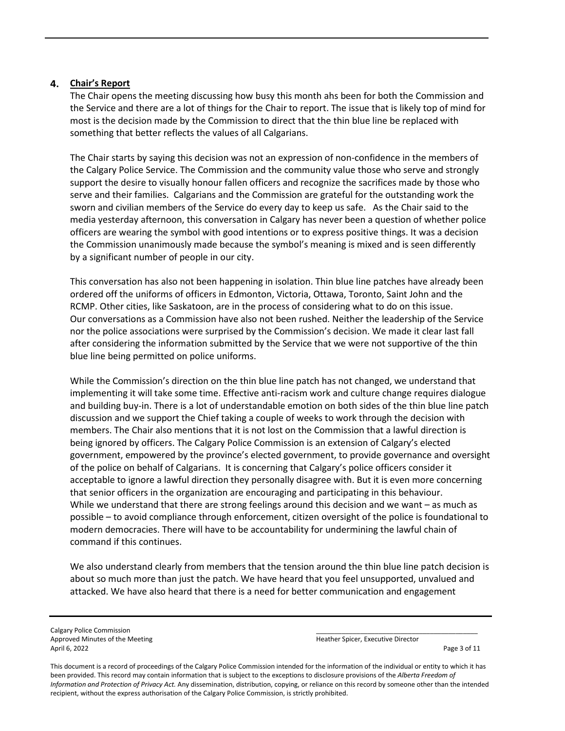## 4. Chair's Report

The Chair opens the meeting discussing how busy this month ahs been for both the Commission and the Service and there are a lot of things for the Chair to report. The issue that is likely top of mind for most is the decision made by the Commission to direct that the thin blue line be replaced with something that better reflects the values of all Calgarians.

The Chair starts by saying this decision was not an expression of non-confidence in the members of the Calgary Police Service. The Commission and the community value those who serve and strongly support the desire to visually honour fallen officers and recognize the sacrifices made by those who serve and their families. Calgarians and the Commission are grateful for the outstanding work the sworn and civilian members of the Service do every day to keep us safe. As the Chair said to the media yesterday afternoon, this conversation in Calgary has never been a question of whether police officers are wearing the symbol with good intentions or to express positive things. It was a decision the Commission unanimously made because the symbol's meaning is mixed and is seen differently by a significant number of people in our city.

This conversation has also not been happening in isolation. Thin blue line patches have already been ordered off the uniforms of officers in Edmonton, Victoria, Ottawa, Toronto, Saint John and the RCMP. Other cities, like Saskatoon, are in the process of considering what to do on this issue. Our conversations as a Commission have also not been rushed. Neither the leadership of the Service nor the police associations were surprised by the Commission's decision. We made it clear last fall after considering the information submitted by the Service that we were not supportive of the thin blue line being permitted on police uniforms.

While the Commission's direction on the thin blue line patch has not changed, we understand that implementing it will take some time. Effective anti-racism work and culture change requires dialogue and building buy-in. There is a lot of understandable emotion on both sides of the thin blue line patch discussion and we support the Chief taking a couple of weeks to work through the decision with members. The Chair also mentions that it is not lost on the Commission that a lawful direction is being ignored by officers. The Calgary Police Commission is an extension of Calgary's elected government, empowered by the province's elected government, to provide governance and oversight of the police on behalf of Calgarians. It is concerning that Calgary's police officers consider it acceptable to ignore a lawful direction they personally disagree with. But it is even more concerning that senior officers in the organization are encouraging and participating in this behaviour. While we understand that there are strong feelings around this decision and we want – as much as possible – to avoid compliance through enforcement, citizen oversight of the police is foundational to modern democracies. There will have to be accountability for undermining the lawful chain of command if this continues.

We also understand clearly from members that the tension around the thin blue line patch decision is about so much more than just the patch. We have heard that you feel unsupported, unvalued and attacked. We have also heard that there is a need for better communication and engagement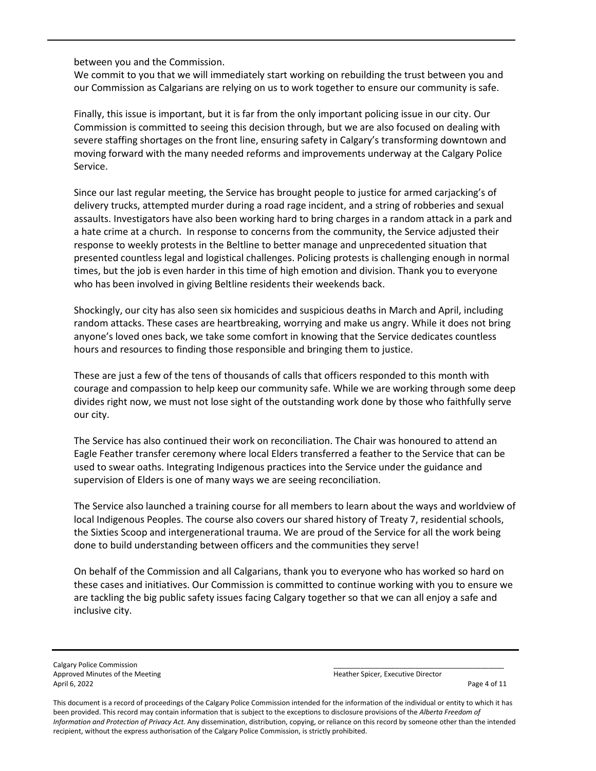between you and the Commission.
We commit to you that we will immediately start working on rebuilding the trust between you and our Commission as Calgarians are relying on us to work together to ensure our community is safe.

Finally, this issue is important, but it is far from the only important policing issue in our city. Our Commission is committed to seeing this decision through, but we are also focused on dealing with severe staffing shortages on the front line, ensuring safety in Calgary's transforming downtown and moving forward with the many needed reforms and improvements underway at the Calgary Police Service.

Since our last regular meeting, the Service has brought people to justice for armed carjacking's of delivery trucks, attempted murder during a road rage incident, and a string of robberies and sexual assaults. Investigators have also been working hard to bring charges in a random attack in a park and a hate crime at a church. In response to concerns from the community, the Service adjusted their response to weekly protests in the Beltline to better manage and unprecedented situation that presented countless legal and logistical challenges. Policing protests is challenging enough in normal times, but the job is even harder in this time of high emotion and division. Thank you to everyone who has been involved in giving Beltline residents their weekends back.

Shockingly, our city has also seen six homicides and suspicious deaths in March and April, including random attacks. These cases are heartbreaking, worrying and make us angry. While it does not bring anyone's loved ones back, we take some comfort in knowing that the Service dedicates countless hours and resources to finding those responsible and bringing them to justice.

These are just a few of the tens of thousands of calls that officers responded to this month with courage and compassion to help keep our community safe. While we are working through some deep divides right now, we must not lose sight of the outstanding work done by those who faithfully serve our city.

The Service has also continued their work on reconciliation. The Chair was honoured to attend an Eagle Feather transfer ceremony where local Elders transferred a feather to the Service that can be used to swear oaths. Integrating Indigenous practices into the Service under the guidance and supervision of Elders is one of many ways we are seeing reconciliation.

The Service also launched a training course for all members to learn about the ways and worldview of local Indigenous Peoples. The course also covers our shared history of Treaty 7, residential schools, the Sixties Scoop and intergenerational trauma. We are proud of the Service for all the work being done to build understanding between officers and the communities they serve!

On behalf of the Commission and all Calgarians, thank you to everyone who has worked so hard on these cases and initiatives. Our Commission is committed to continue working with you to ensure we are tackling the big public safety issues facing Calgary together so that we can all enjoy a safe and inclusive city.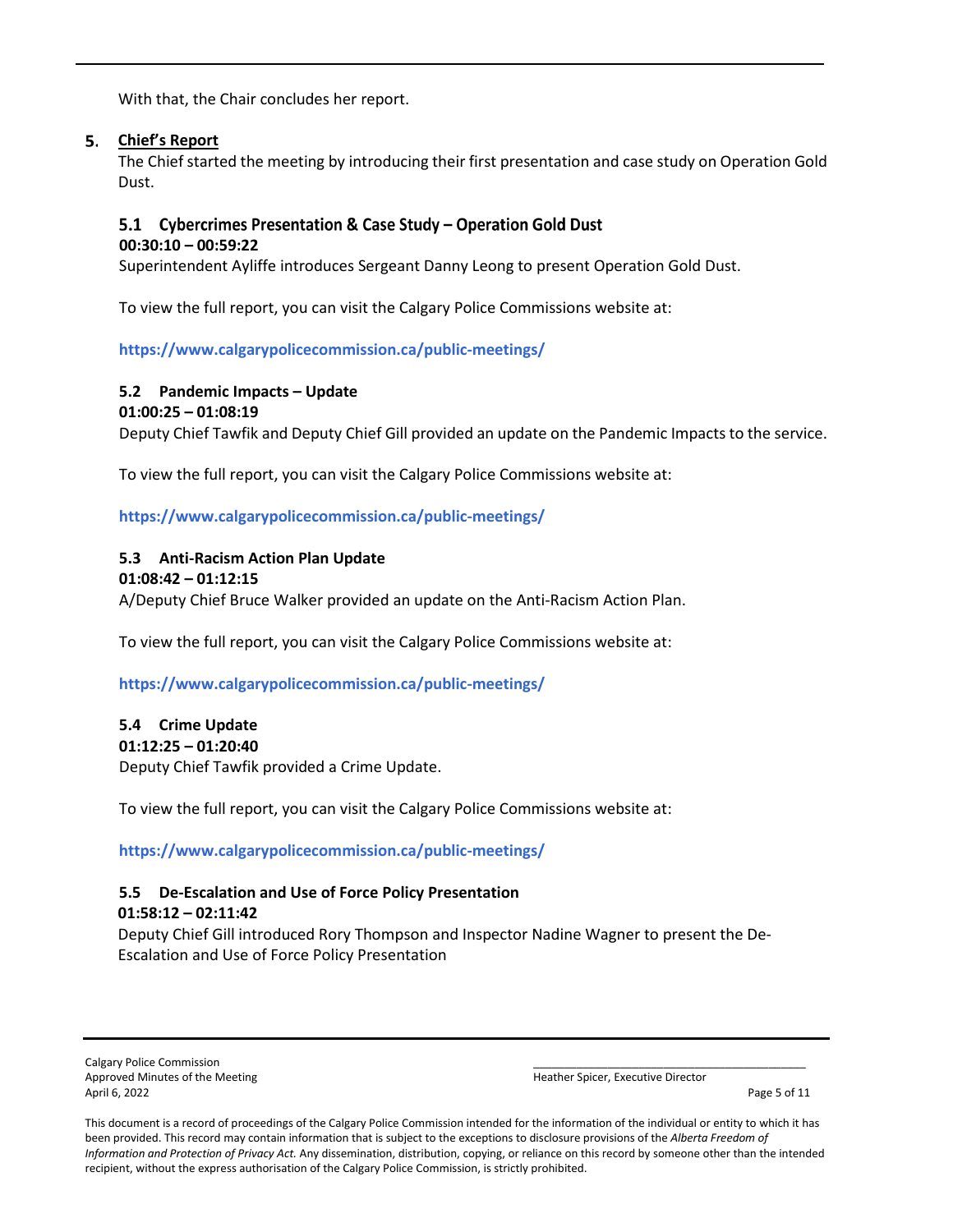With that, the Chair concludes her report.

## 5. Chief's Report

The Chief started the meeting by introducing their first presentation and case study on Operation Gold Dust.

### 5.1 Cybercrimes Presentation & Case Study – Operation Gold Dust

**00:30:10 – 00:59:22**

Superintendent Ayliffe introduces Sergeant Danny Leong to present Operation Gold Dust.

To view the full report, you can visit the Calgary Police Commissions website at:

**https://www.calgarypolicecommission.ca/public-meetings/**

### 5.2 Pandemic Impacts – Update

**01:00:25 – 01:08:19**

Deputy Chief Tawfik and Deputy Chief Gill provided an update on the Pandemic Impacts to the service.

To view the full report, you can visit the Calgary Police Commissions website at:

**https://www.calgarypolicecommission.ca/public-meetings/**

### 5.3 Anti-Racism Action Plan Update

**01:08:42 – 01:12:15**

A/Deputy Chief Bruce Walker provided an update on the Anti-Racism Action Plan.

To view the full report, you can visit the Calgary Police Commissions website at:

**https://www.calgarypolicecommission.ca/public-meetings/**

### 5.4 Crime Update

**01:12:25 – 01:20:40**

Deputy Chief Tawfik provided a Crime Update.

To view the full report, you can visit the Calgary Police Commissions website at:

**https://www.calgarypolicecommission.ca/public-meetings/**

### 5.5 De-Escalation and Use of Force Policy Presentation

**01:58:12 – 02:11:42**

Deputy Chief Gill introduced Rory Thompson and Inspector Nadine Wagner to present the De-Escalation and Use of Force Policy Presentation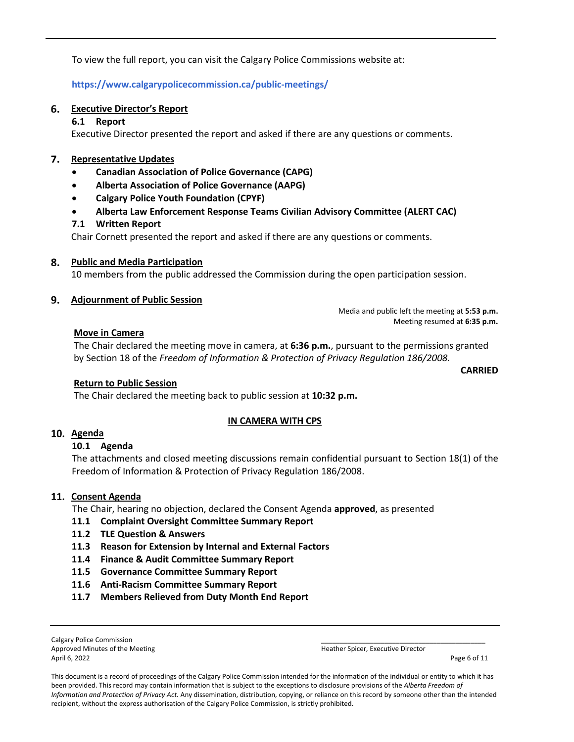To view the full report, you can visit the Calgary Police Commissions website at:

**https://www.calgarypolicecommission.ca/public-meetings/**

## 6. Executive Director's Report

### 6.1 Report

Executive Director presented the report and asked if there are any questions or comments.

## 7. Representative Updates

- **Canadian Association of Police Governance (CAPG)**
- **Alberta Association of Police Governance (AAPG)**
- **Calgary Police Youth Foundation (CPYF)**
- **Alberta Law Enforcement Response Teams Civilian Advisory Committee (ALERT CAC)**

### 7.1 Written Report

Chair Cornett presented the report and asked if there are any questions or comments.

## 8. Public and Media Participation

10 members from the public addressed the Commission during the open participation session.

## 9. Adjournment of Public Session

Media and public left the meeting at **5:53 p.m.**
Meeting resumed at **6:35 p.m.**

**Move in Camera**

The Chair declared the meeting move in camera, at **6:36 p.m.**, pursuant to the permissions granted by Section 18 of the *Freedom of Information & Protection of Privacy Regulation 186/2008.*

**CARRIED**

**Return to Public Session**

The Chair declared the meeting back to public session at **10:32 p.m.**

**IN CAMERA WITH CPS**

## 10. Agenda

### 10.1 Agenda

The attachments and closed meeting discussions remain confidential pursuant to Section 18(1) of the Freedom of Information & Protection of Privacy Regulation 186/2008.

## 11. Consent Agenda

The Chair, hearing no objection, declared the Consent Agenda **approved**, as presented

- **11.1 Complaint Oversight Committee Summary Report**
- **11.2 TLE Question & Answers**
- **11.3 Reason for Extension by Internal and External Factors**
- **11.4 Finance & Audit Committee Summary Report**
- **11.5 Governance Committee Summary Report**
- **11.6 Anti-Racism Committee Summary Report**
- **11.7 Members Relieved from Duty Month End Report**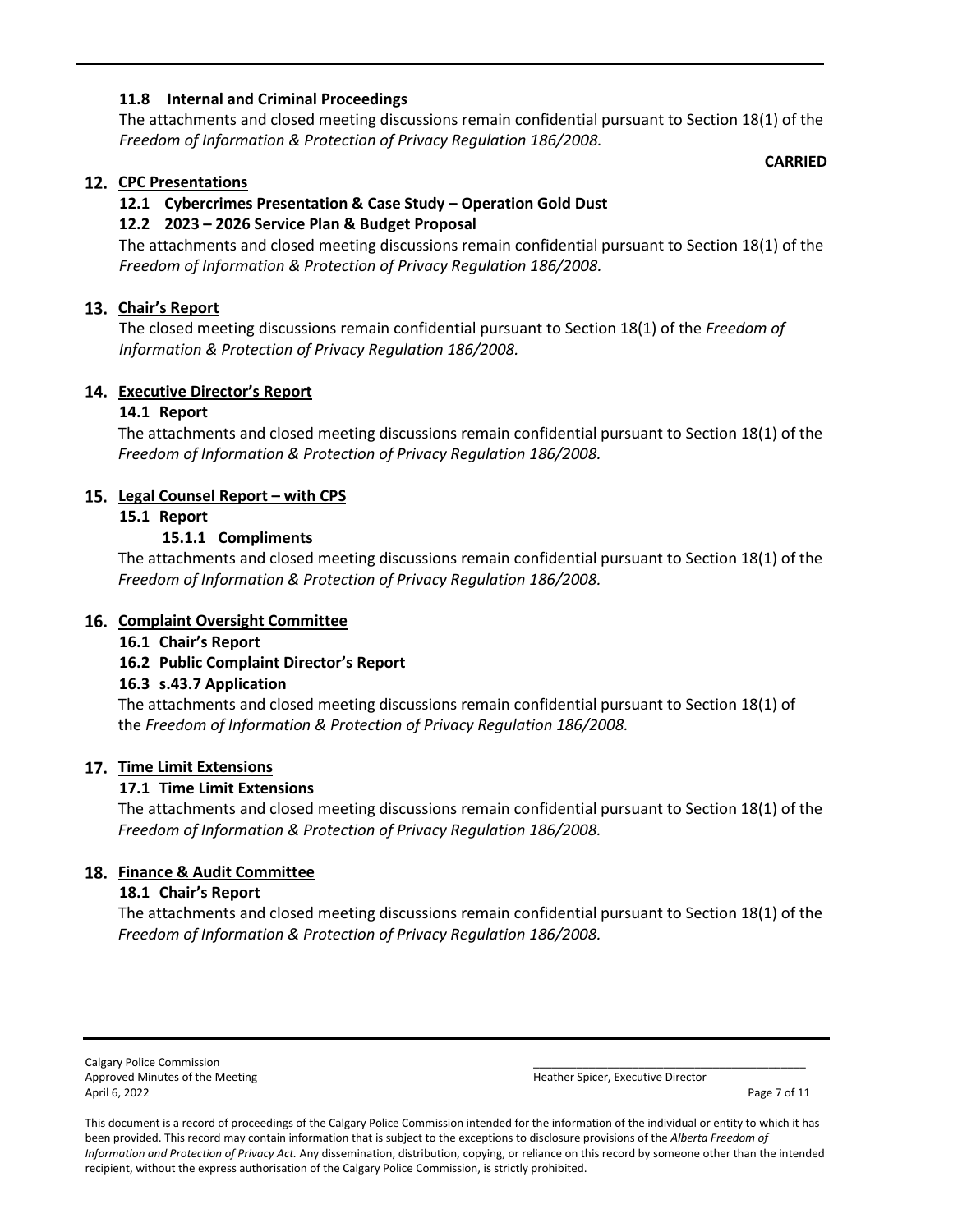### 11.8 Internal and Criminal Proceedings

The attachments and closed meeting discussions remain confidential pursuant to Section 18(1) of the *Freedom of Information & Protection of Privacy Regulation 186/2008.*

**CARRIED**

## 12. CPC Presentations

### 12.1 Cybercrimes Presentation & Case Study – Operation Gold Dust

### 12.2 2023 – 2026 Service Plan & Budget Proposal

The attachments and closed meeting discussions remain confidential pursuant to Section 18(1) of the *Freedom of Information & Protection of Privacy Regulation 186/2008.*

## 13. Chair's Report

The closed meeting discussions remain confidential pursuant to Section 18(1) of the *Freedom of Information & Protection of Privacy Regulation 186/2008.*

## 14. Executive Director's Report

### 14.1 Report

The attachments and closed meeting discussions remain confidential pursuant to Section 18(1) of the *Freedom of Information & Protection of Privacy Regulation 186/2008.*

## 15. Legal Counsel Report – with CPS

### 15.1 Report

#### 15.1.1 Compliments

The attachments and closed meeting discussions remain confidential pursuant to Section 18(1) of the *Freedom of Information & Protection of Privacy Regulation 186/2008.*

## 16. Complaint Oversight Committee

### 16.1 Chair's Report

### 16.2 Public Complaint Director's Report

### 16.3 s.43.7 Application

The attachments and closed meeting discussions remain confidential pursuant to Section 18(1) of the *Freedom of Information & Protection of Privacy Regulation 186/2008.*

## 17. Time Limit Extensions

### 17.1 Time Limit Extensions

The attachments and closed meeting discussions remain confidential pursuant to Section 18(1) of the *Freedom of Information & Protection of Privacy Regulation 186/2008.*

## 18. Finance & Audit Committee

### 18.1 Chair's Report

The attachments and closed meeting discussions remain confidential pursuant to Section 18(1) of the *Freedom of Information & Protection of Privacy Regulation 186/2008.*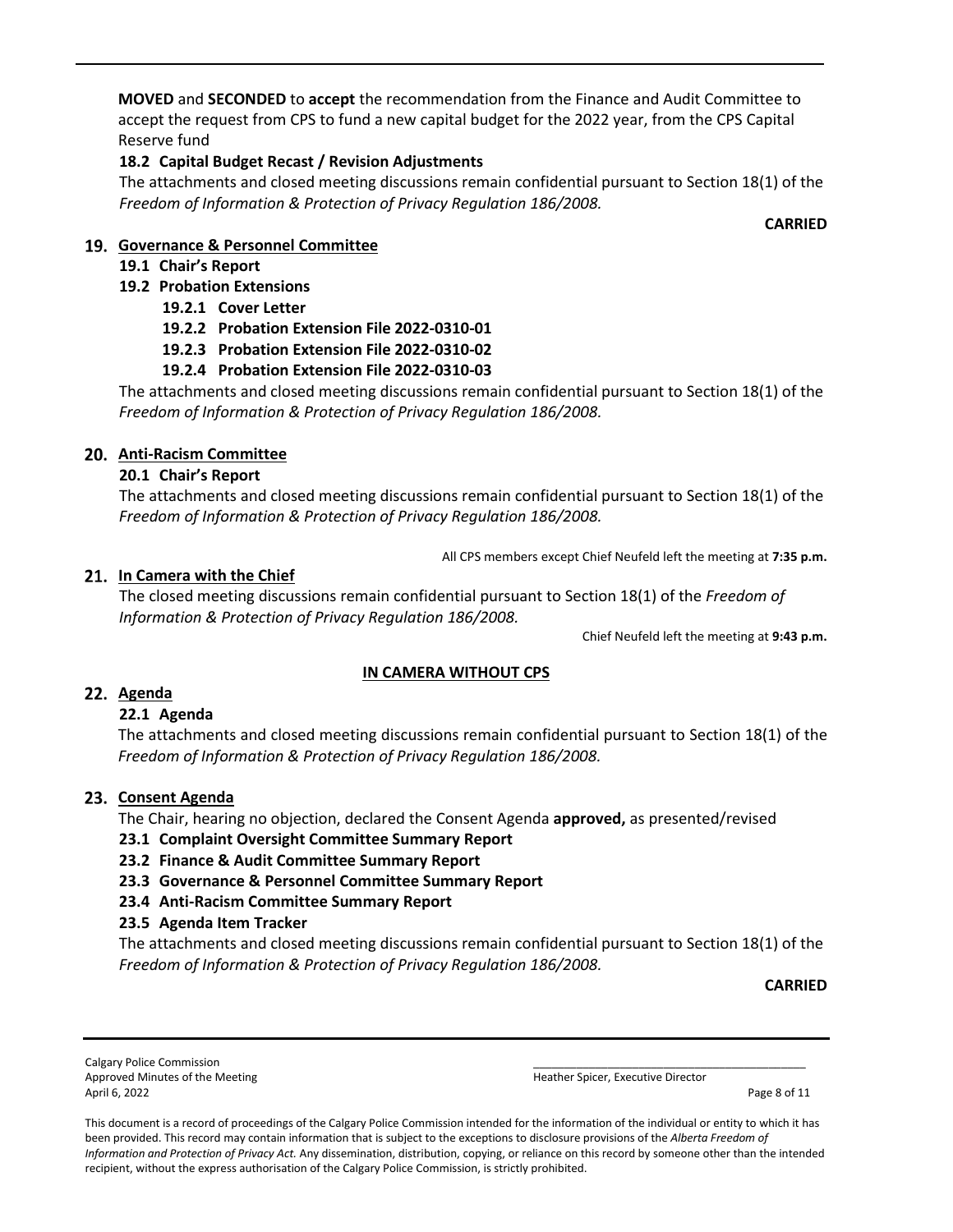**MOVED** and **SECONDED** to **accept** the recommendation from the Finance and Audit Committee to accept the request from CPS to fund a new capital budget for the 2022 year, from the CPS Capital Reserve fund

**18.2 Capital Budget Recast / Revision Adjustments**

The attachments and closed meeting discussions remain confidential pursuant to Section 18(1) of the *Freedom of Information & Protection of Privacy Regulation 186/2008.*

**CARRIED**

## 19. Governance & Personnel Committee

**19.1 Chair's Report**

**19.2 Probation Extensions**

**19.2.1 Cover Letter**

**19.2.2 Probation Extension File 2022-0310-01**

**19.2.3 Probation Extension File 2022-0310-02**

**19.2.4 Probation Extension File 2022-0310-03**

The attachments and closed meeting discussions remain confidential pursuant to Section 18(1) of the *Freedom of Information & Protection of Privacy Regulation 186/2008.*

## 20. Anti-Racism Committee

**20.1 Chair's Report**

The attachments and closed meeting discussions remain confidential pursuant to Section 18(1) of the *Freedom of Information & Protection of Privacy Regulation 186/2008.*

All CPS members except Chief Neufeld left the meeting at **7:35 p.m.**

## 21. In Camera with the Chief

The closed meeting discussions remain confidential pursuant to Section 18(1) of the *Freedom of Information & Protection of Privacy Regulation 186/2008.*

Chief Neufeld left the meeting at **9:43 p.m.**

**IN CAMERA WITHOUT CPS**

## 22. Agenda

**22.1 Agenda**

The attachments and closed meeting discussions remain confidential pursuant to Section 18(1) of the *Freedom of Information & Protection of Privacy Regulation 186/2008.*

## 23. Consent Agenda

The Chair, hearing no objection, declared the Consent Agenda **approved,** as presented/revised

**23.1 Complaint Oversight Committee Summary Report**

**23.2 Finance & Audit Committee Summary Report**

**23.3 Governance & Personnel Committee Summary Report**

**23.4 Anti-Racism Committee Summary Report**

**23.5 Agenda Item Tracker**

The attachments and closed meeting discussions remain confidential pursuant to Section 18(1) of the *Freedom of Information & Protection of Privacy Regulation 186/2008.*

**CARRIED**

Calgary Police Commission
Approved Minutes of the Meeting
April 6, 2022

Heather Spicer, Executive Director

This document is a record of proceedings of the Calgary Police Commission intended for the information of the individual or entity to which it has been provided. This record may contain information that is subject to the exceptions to disclosure provisions of the *Alberta Freedom of Information and Protection of Privacy Act.* Any dissemination, distribution, copying, or reliance on this record by someone other than the intended recipient, without the express authorisation of the Calgary Police Commission, is strictly prohibited.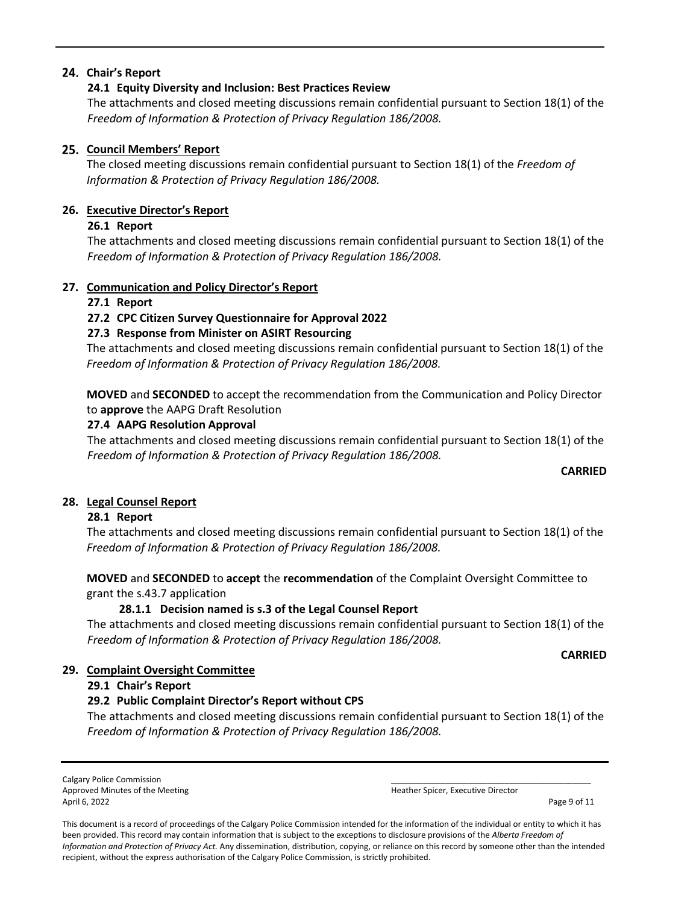## 24. Chair's Report

### 24.1 Equity Diversity and Inclusion: Best Practices Review

The attachments and closed meeting discussions remain confidential pursuant to Section 18(1) of the *Freedom of Information & Protection of Privacy Regulation 186/2008.*

## 25. Council Members' Report

The closed meeting discussions remain confidential pursuant to Section 18(1) of the *Freedom of Information & Protection of Privacy Regulation 186/2008.*

## 26. Executive Director's Report

### 26.1 Report

The attachments and closed meeting discussions remain confidential pursuant to Section 18(1) of the *Freedom of Information & Protection of Privacy Regulation 186/2008.*

## 27. Communication and Policy Director's Report

### 27.1 Report

### 27.2 CPC Citizen Survey Questionnaire for Approval 2022

### 27.3 Response from Minister on ASIRT Resourcing

The attachments and closed meeting discussions remain confidential pursuant to Section 18(1) of the *Freedom of Information & Protection of Privacy Regulation 186/2008.*

**MOVED** and **SECONDED** to accept the recommendation from the Communication and Policy Director to **approve** the AAPG Draft Resolution

### 27.4 AAPG Resolution Approval

The attachments and closed meeting discussions remain confidential pursuant to Section 18(1) of the *Freedom of Information & Protection of Privacy Regulation 186/2008.*

**CARRIED**

## 28. Legal Counsel Report

### 28.1 Report

The attachments and closed meeting discussions remain confidential pursuant to Section 18(1) of the *Freedom of Information & Protection of Privacy Regulation 186/2008.*

**MOVED** and **SECONDED** to **accept** the **recommendation** of the Complaint Oversight Committee to grant the s.43.7 application

#### 28.1.1 Decision named is s.3 of the Legal Counsel Report

The attachments and closed meeting discussions remain confidential pursuant to Section 18(1) of the *Freedom of Information & Protection of Privacy Regulation 186/2008.*

**CARRIED**

## 29. Complaint Oversight Committee

### 29.1 Chair's Report

### 29.2 Public Complaint Director's Report without CPS

The attachments and closed meeting discussions remain confidential pursuant to Section 18(1) of the *Freedom of Information & Protection of Privacy Regulation 186/2008.*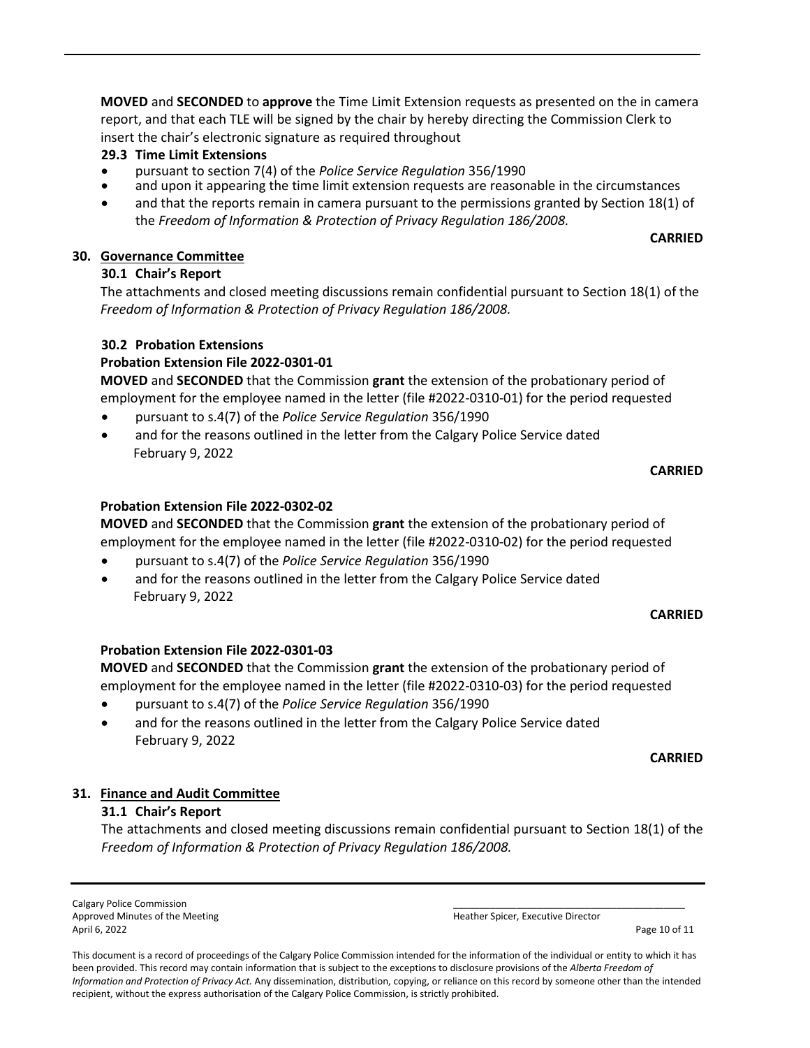**MOVED** and **SECONDED** to **approve** the Time Limit Extension requests as presented on the in camera report, and that each TLE will be signed by the chair by hereby directing the Commission Clerk to insert the chair's electronic signature as required throughout

**29.3 Time Limit Extensions**

- pursuant to section 7(4) of the *Police Service Regulation* 356/1990
- and upon it appearing the time limit extension requests are reasonable in the circumstances
- and that the reports remain in camera pursuant to the permissions granted by Section 18(1) of the *Freedom of Information & Protection of Privacy Regulation 186/2008.*

**CARRIED**

## 30. Governance Committee

### 30.1 Chair's Report

The attachments and closed meeting discussions remain confidential pursuant to Section 18(1) of the *Freedom of Information & Protection of Privacy Regulation 186/2008.*

### 30.2 Probation Extensions

**Probation Extension File 2022-0301-01**

**MOVED** and **SECONDED** that the Commission **grant** the extension of the probationary period of employment for the employee named in the letter (file #2022-0310-01) for the period requested

- pursuant to s.4(7) of the *Police Service Regulation* 356/1990
- and for the reasons outlined in the letter from the Calgary Police Service dated February 9, 2022

**CARRIED**

**Probation Extension File 2022-0302-02**

**MOVED** and **SECONDED** that the Commission **grant** the extension of the probationary period of employment for the employee named in the letter (file #2022-0310-02) for the period requested

- pursuant to s.4(7) of the *Police Service Regulation* 356/1990
- and for the reasons outlined in the letter from the Calgary Police Service dated February 9, 2022

**CARRIED**

**Probation Extension File 2022-0301-03**

**MOVED** and **SECONDED** that the Commission **grant** the extension of the probationary period of employment for the employee named in the letter (file #2022-0310-03) for the period requested

- pursuant to s.4(7) of the *Police Service Regulation* 356/1990
- and for the reasons outlined in the letter from the Calgary Police Service dated February 9, 2022

**CARRIED**

## 31. Finance and Audit Committee

### 31.1 Chair's Report

The attachments and closed meeting discussions remain confidential pursuant to Section 18(1) of the *Freedom of Information & Protection of Privacy Regulation 186/2008.*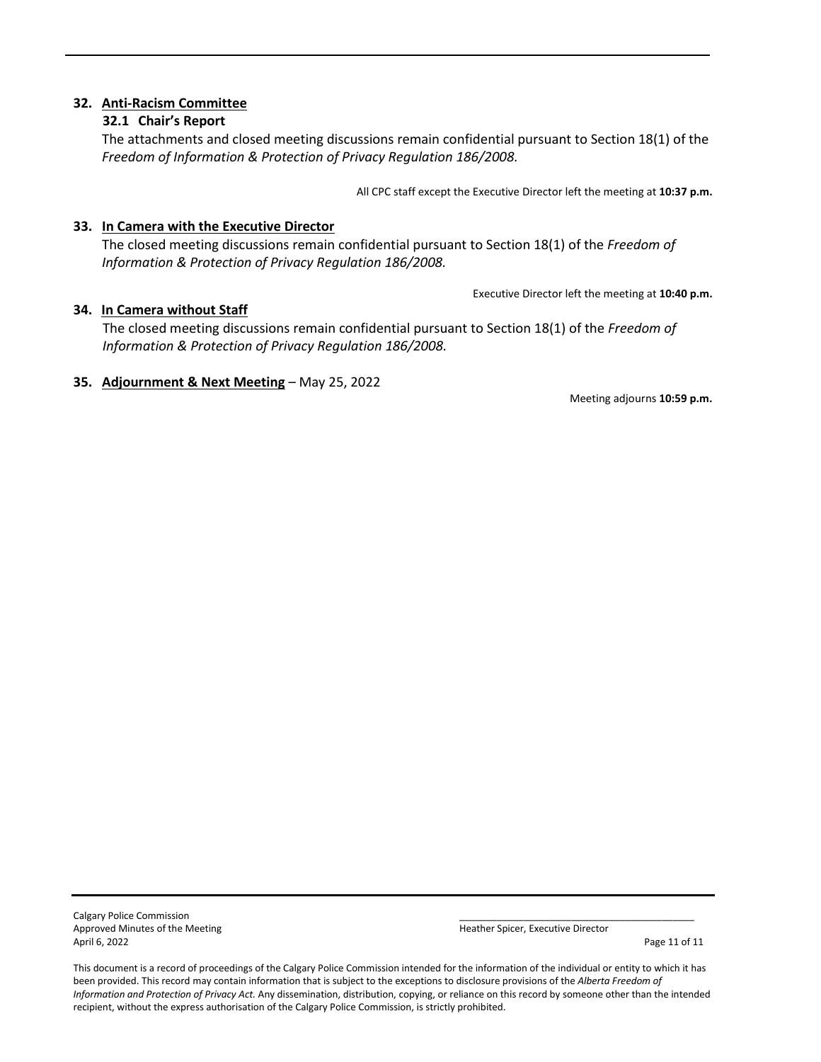**32. Anti-Racism Committee**

**32.1 Chair's Report**

The attachments and closed meeting discussions remain confidential pursuant to Section 18(1) of the *Freedom of Information & Protection of Privacy Regulation 186/2008.*

All CPC staff except the Executive Director left the meeting at **10:37 p.m.**

**33. In Camera with the Executive Director**

The closed meeting discussions remain confidential pursuant to Section 18(1) of the *Freedom of Information & Protection of Privacy Regulation 186/2008.*

Executive Director left the meeting at **10:40 p.m.**

**34. In Camera without Staff**

The closed meeting discussions remain confidential pursuant to Section 18(1) of the *Freedom of Information & Protection of Privacy Regulation 186/2008.*

**35. Adjournment & Next Meeting** – May 25, 2022

Meeting adjourns **10:59 p.m.**

Calgary Police Commission
Approved Minutes of the Meeting
April 6, 2022

_____________________________________________
Heather Spicer, Executive Director

This document is a record of proceedings of the Calgary Police Commission intended for the information of the individual or entity to which it has been provided. This record may contain information that is subject to the exceptions to disclosure provisions of the *Alberta Freedom of Information and Protection of Privacy Act.* Any dissemination, distribution, copying, or reliance on this record by someone other than the intended recipient, without the express authorisation of the Calgary Police Commission, is strictly prohibited.